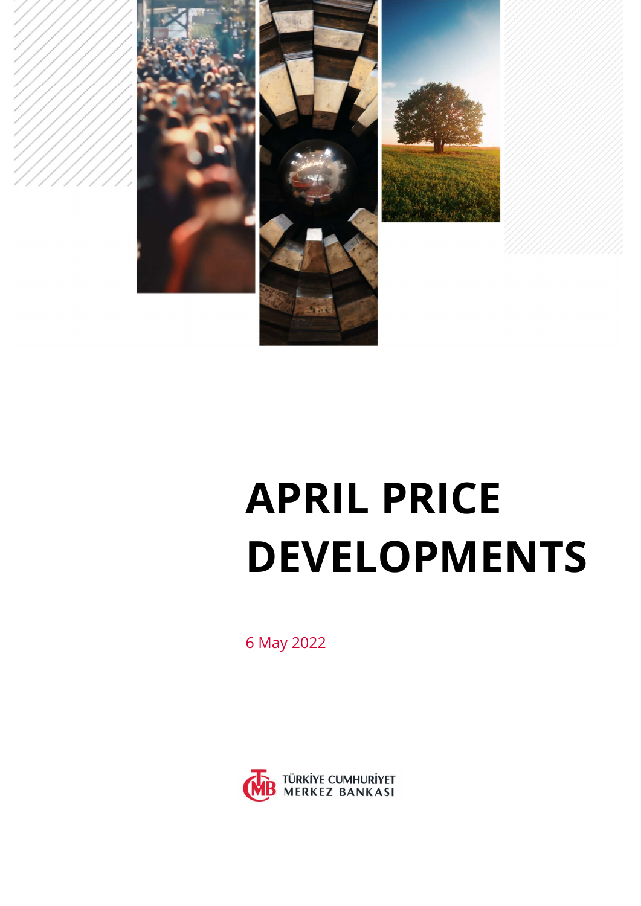# APRIL PRICE DEVELOPMENTS

6 May 2022

TÜRKİYE CUMHURİYET MERKEZ BANKASI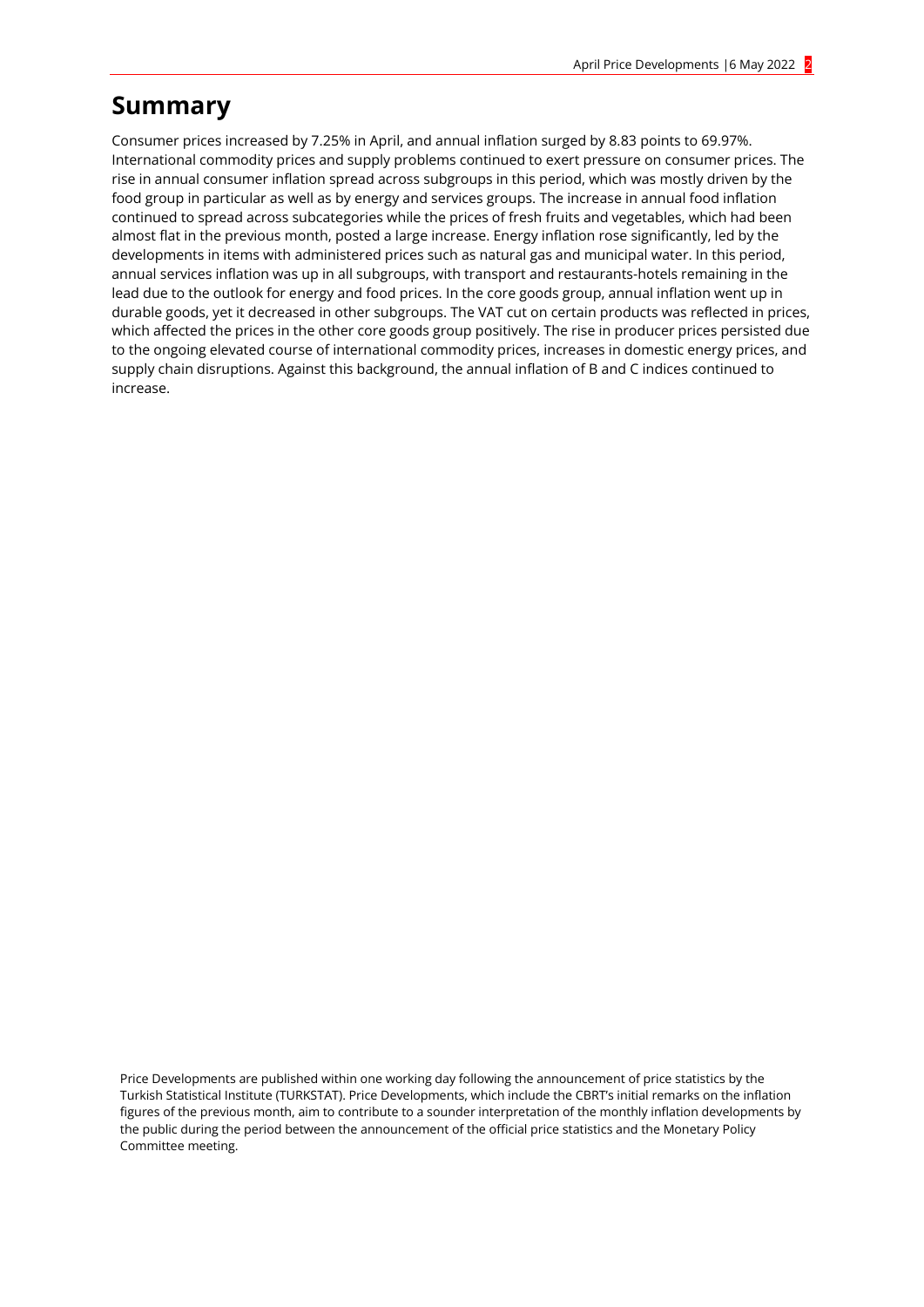# Summary

Consumer prices increased by 7.25% in April, and annual inflation surged by 8.83 points to 69.97%. International commodity prices and supply problems continued to exert pressure on consumer prices. The rise in annual consumer inflation spread across subgroups in this period, which was mostly driven by the food group in particular as well as by energy and services groups. The increase in annual food inflation continued to spread across subcategories while the prices of fresh fruits and vegetables, which had been almost flat in the previous month, posted a large increase. Energy inflation rose significantly, led by the developments in items with administered prices such as natural gas and municipal water. In this period, annual services inflation was up in all subgroups, with transport and restaurants-hotels remaining in the lead due to the outlook for energy and food prices. In the core goods group, annual inflation went up in durable goods, yet it decreased in other subgroups. The VAT cut on certain products was reflected in prices, which affected the prices in the other core goods group positively. The rise in producer prices persisted due to the ongoing elevated course of international commodity prices, increases in domestic energy prices, and supply chain disruptions. Against this background, the annual inflation of B and C indices continued to increase.

Price Developments are published within one working day following the announcement of price statistics by the Turkish Statistical Institute (TURKSTAT). Price Developments, which include the CBRT's initial remarks on the inflation figures of the previous month, aim to contribute to a sounder interpretation of the monthly inflation developments by the public during the period between the announcement of the official price statistics and the Monetary Policy Committee meeting.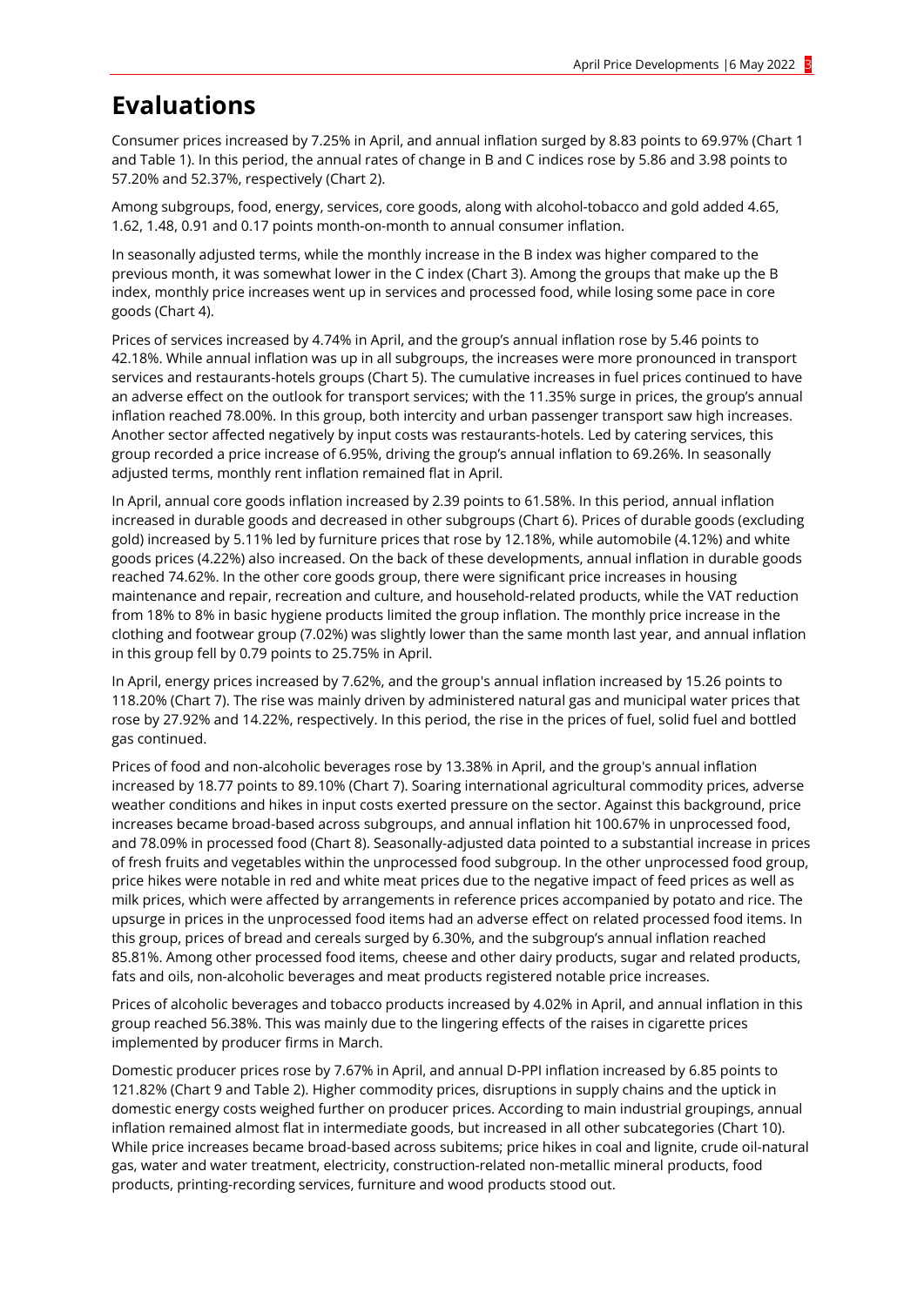# Evaluations

Consumer prices increased by 7.25% in April, and annual inflation surged by 8.83 points to 69.97% (Chart 1 and Table 1). In this period, the annual rates of change in B and C indices rose by 5.86 and 3.98 points to 57.20% and 52.37%, respectively (Chart 2).

Among subgroups, food, energy, services, core goods, along with alcohol-tobacco and gold added 4.65, 1.62, 1.48, 0.91 and 0.17 points month-on-month to annual consumer inflation.

In seasonally adjusted terms, while the monthly increase in the B index was higher compared to the previous month, it was somewhat lower in the C index (Chart 3). Among the groups that make up the B index, monthly price increases went up in services and processed food, while losing some pace in core goods (Chart 4).

Prices of services increased by 4.74% in April, and the group's annual inflation rose by 5.46 points to 42.18%. While annual inflation was up in all subgroups, the increases were more pronounced in transport services and restaurants-hotels groups (Chart 5). The cumulative increases in fuel prices continued to have an adverse effect on the outlook for transport services; with the 11.35% surge in prices, the group's annual inflation reached 78.00%. In this group, both intercity and urban passenger transport saw high increases. Another sector affected negatively by input costs was restaurants-hotels. Led by catering services, this group recorded a price increase of 6.95%, driving the group's annual inflation to 69.26%. In seasonally adjusted terms, monthly rent inflation remained flat in April.

In April, annual core goods inflation increased by 2.39 points to 61.58%. In this period, annual inflation increased in durable goods and decreased in other subgroups (Chart 6). Prices of durable goods (excluding gold) increased by 5.11% led by furniture prices that rose by 12.18%, while automobile (4.12%) and white goods prices (4.22%) also increased. On the back of these developments, annual inflation in durable goods reached 74.62%. In the other core goods group, there were significant price increases in housing maintenance and repair, recreation and culture, and household-related products, while the VAT reduction from 18% to 8% in basic hygiene products limited the group inflation. The monthly price increase in the clothing and footwear group (7.02%) was slightly lower than the same month last year, and annual inflation in this group fell by 0.79 points to 25.75% in April.

In April, energy prices increased by 7.62%, and the group's annual inflation increased by 15.26 points to 118.20% (Chart 7). The rise was mainly driven by administered natural gas and municipal water prices that rose by 27.92% and 14.22%, respectively. In this period, the rise in the prices of fuel, solid fuel and bottled gas continued.

Prices of food and non-alcoholic beverages rose by 13.38% in April, and the group's annual inflation increased by 18.77 points to 89.10% (Chart 7). Soaring international agricultural commodity prices, adverse weather conditions and hikes in input costs exerted pressure on the sector. Against this background, price increases became broad-based across subgroups, and annual inflation hit 100.67% in unprocessed food, and 78.09% in processed food (Chart 8). Seasonally-adjusted data pointed to a substantial increase in prices of fresh fruits and vegetables within the unprocessed food subgroup. In the other unprocessed food group, price hikes were notable in red and white meat prices due to the negative impact of feed prices as well as milk prices, which were affected by arrangements in reference prices accompanied by potato and rice. The upsurge in prices in the unprocessed food items had an adverse effect on related processed food items. In this group, prices of bread and cereals surged by 6.30%, and the subgroup's annual inflation reached 85.81%. Among other processed food items, cheese and other dairy products, sugar and related products, fats and oils, non-alcoholic beverages and meat products registered notable price increases.

Prices of alcoholic beverages and tobacco products increased by 4.02% in April, and annual inflation in this group reached 56.38%. This was mainly due to the lingering effects of the raises in cigarette prices implemented by producer firms in March.

Domestic producer prices rose by 7.67% in April, and annual D-PPI inflation increased by 6.85 points to 121.82% (Chart 9 and Table 2). Higher commodity prices, disruptions in supply chains and the uptick in domestic energy costs weighed further on producer prices. According to main industrial groupings, annual inflation remained almost flat in intermediate goods, but increased in all other subcategories (Chart 10). While price increases became broad-based across subitems; price hikes in coal and lignite, crude oil-natural gas, water and water treatment, electricity, construction-related non-metallic mineral products, food products, printing-recording services, furniture and wood products stood out.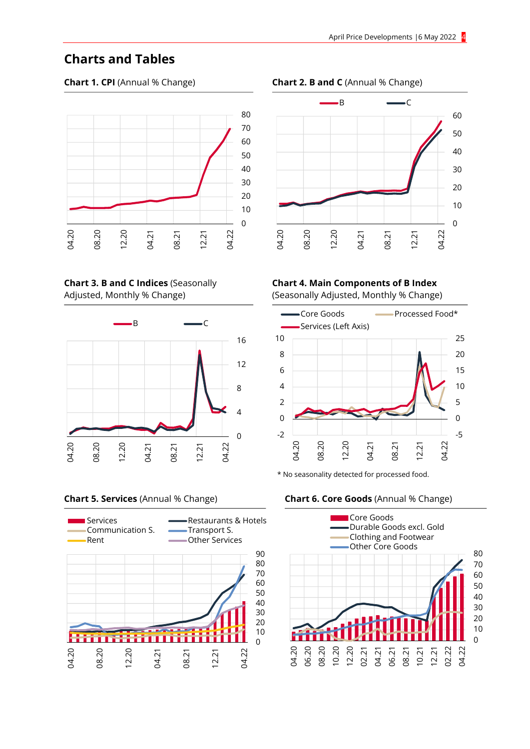## Charts and Tables

**Chart 1. CPI** (Annual % Change)

**Chart 2. B and C** (Annual % Change)

**Chart 3. B and C Indices** (Seasonally Adjusted, Monthly % Change)

**Chart 4. Main Components of B Index** (Seasonally Adjusted, Monthly % Change)

\* No seasonality detected for processed food.

**Chart 5. Services** (Annual % Change)

**Chart 6. Core Goods** (Annual % Change)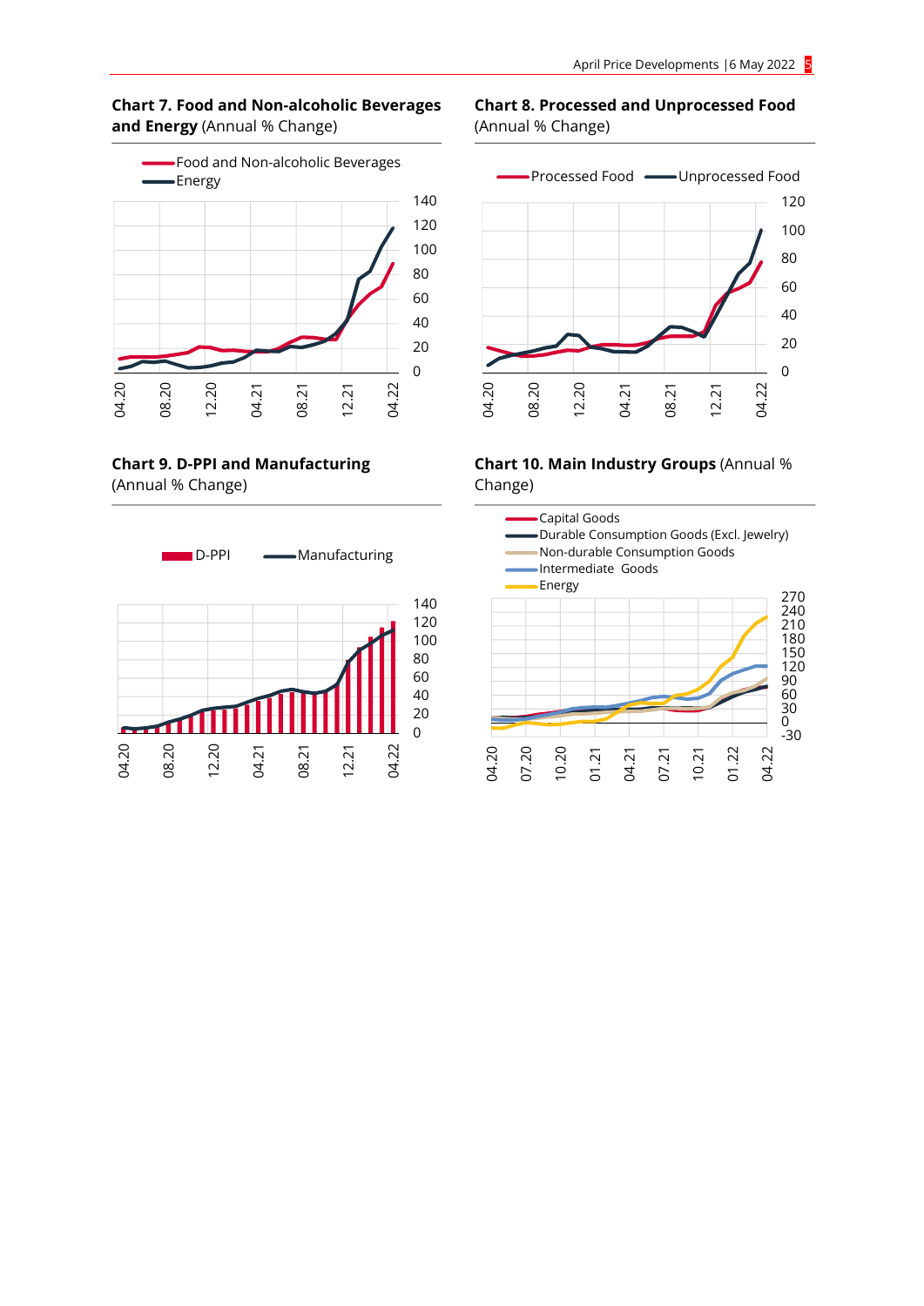**Chart 7. Food and Non-alcoholic Beverages and Energy** (Annual % Change)

Food and Non-alcoholic Beverages
Energy

140
120
100
80
60
40
20
0

04.20 08.20 12.20 04.21 08.21 12.21 04.22

**Chart 8. Processed and Unprocessed Food** (Annual % Change)

Processed Food Unprocessed Food

120
100
80
60
40
20
0

04.20 08.20 12.20 04.21 08.21 12.21 04.22

**Chart 9. D-PPI and Manufacturing** (Annual % Change)

D-PPI Manufacturing

140
120
100
80
60
40
20
0

04.20 08.20 12.20 04.21 08.21 12.21 04.22

**Chart 10. Main Industry Groups** (Annual % Change)

Capital Goods
Durable Consumption Goods (Excl. Jewelry)
Non-durable Consumption Goods
Intermediate Goods
Energy

270
240
210
180
150
120
90
60
30
0
-30

04.20 07.20 10.20 01.21 04.21 07.21 10.21 01.22 04.22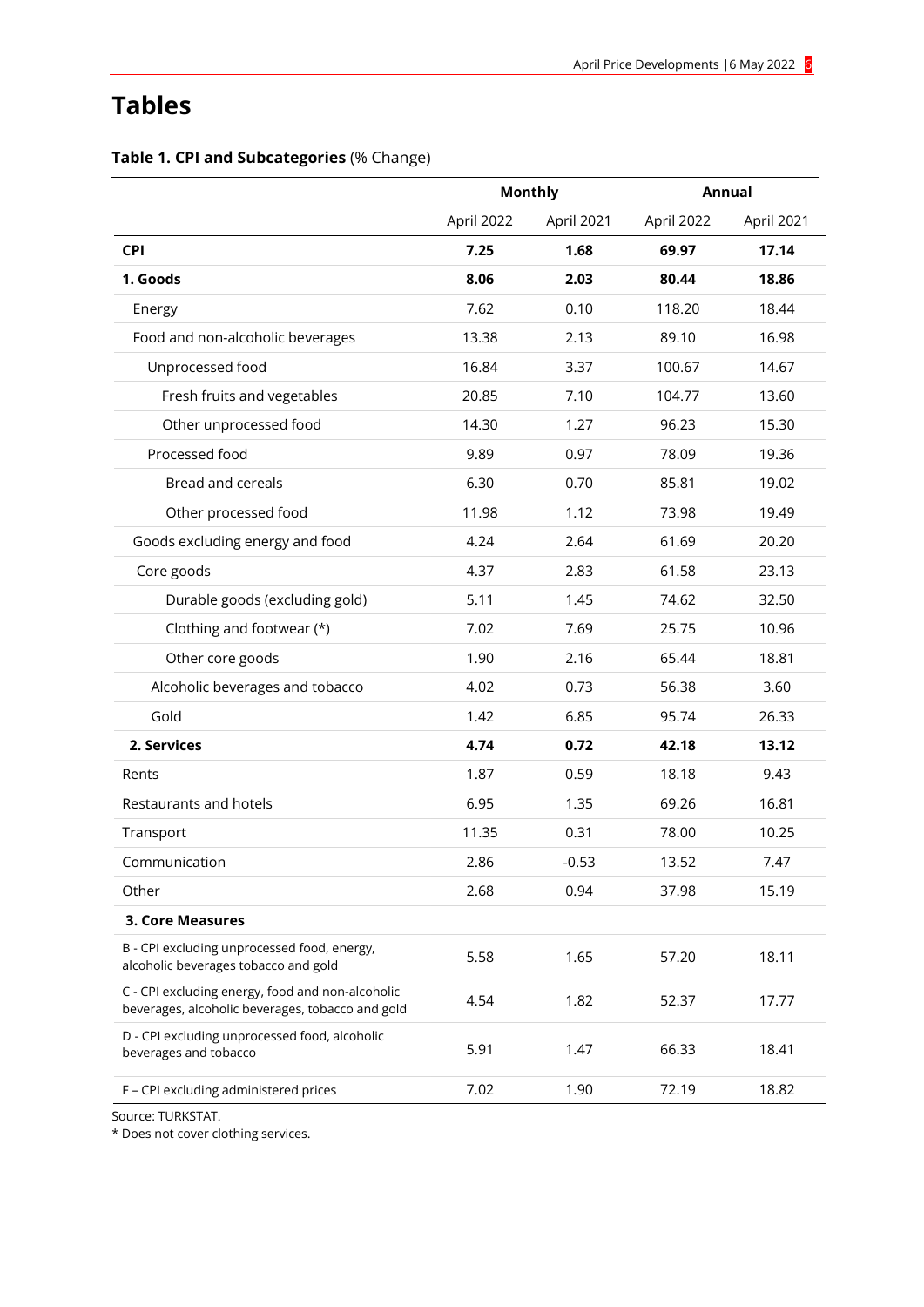# Tables

**Table 1. CPI and Subcategories** (% Change)

| | Monthly | | Annual | |
|---|---|---|---|---|
| | April 2022 | April 2021 | April 2022 | April 2021 |
| **CPI** | **7.25** | **1.68** | **69.97** | **17.14** |
| **1. Goods** | **8.06** | **2.03** | **80.44** | **18.86** |
| Energy | 7.62 | 0.10 | 118.20 | 18.44 |
| Food and non-alcoholic beverages | 13.38 | 2.13 | 89.10 | 16.98 |
| Unprocessed food | 16.84 | 3.37 | 100.67 | 14.67 |
| Fresh fruits and vegetables | 20.85 | 7.10 | 104.77 | 13.60 |
| Other unprocessed food | 14.30 | 1.27 | 96.23 | 15.30 |
| Processed food | 9.89 | 0.97 | 78.09 | 19.36 |
| Bread and cereals | 6.30 | 0.70 | 85.81 | 19.02 |
| Other processed food | 11.98 | 1.12 | 73.98 | 19.49 |
| Goods excluding energy and food | 4.24 | 2.64 | 61.69 | 20.20 |
| Core goods | 4.37 | 2.83 | 61.58 | 23.13 |
| Durable goods (excluding gold) | 5.11 | 1.45 | 74.62 | 32.50 |
| Clothing and footwear (*) | 7.02 | 7.69 | 25.75 | 10.96 |
| Other core goods | 1.90 | 2.16 | 65.44 | 18.81 |
| Alcoholic beverages and tobacco | 4.02 | 0.73 | 56.38 | 3.60 |
| Gold | 1.42 | 6.85 | 95.74 | 26.33 |
| **2. Services** | **4.74** | **0.72** | **42.18** | **13.12** |
| Rents | 1.87 | 0.59 | 18.18 | 9.43 |
| Restaurants and hotels | 6.95 | 1.35 | 69.26 | 16.81 |
| Transport | 11.35 | 0.31 | 78.00 | 10.25 |
| Communication | 2.86 | -0.53 | 13.52 | 7.47 |
| Other | 2.68 | 0.94 | 37.98 | 15.19 |
| **3. Core Measures** | | | | |
| B - CPI excluding unprocessed food, energy, alcoholic beverages tobacco and gold | 5.58 | 1.65 | 57.20 | 18.11 |
| C - CPI excluding energy, food and non-alcoholic beverages, alcoholic beverages, tobacco and gold | 4.54 | 1.82 | 52.37 | 17.77 |
| D - CPI excluding unprocessed food, alcoholic beverages and tobacco | 5.91 | 1.47 | 66.33 | 18.41 |
| F – CPI excluding administered prices | 7.02 | 1.90 | 72.19 | 18.82 |

Source: TURKSTAT.

* Does not cover clothing services.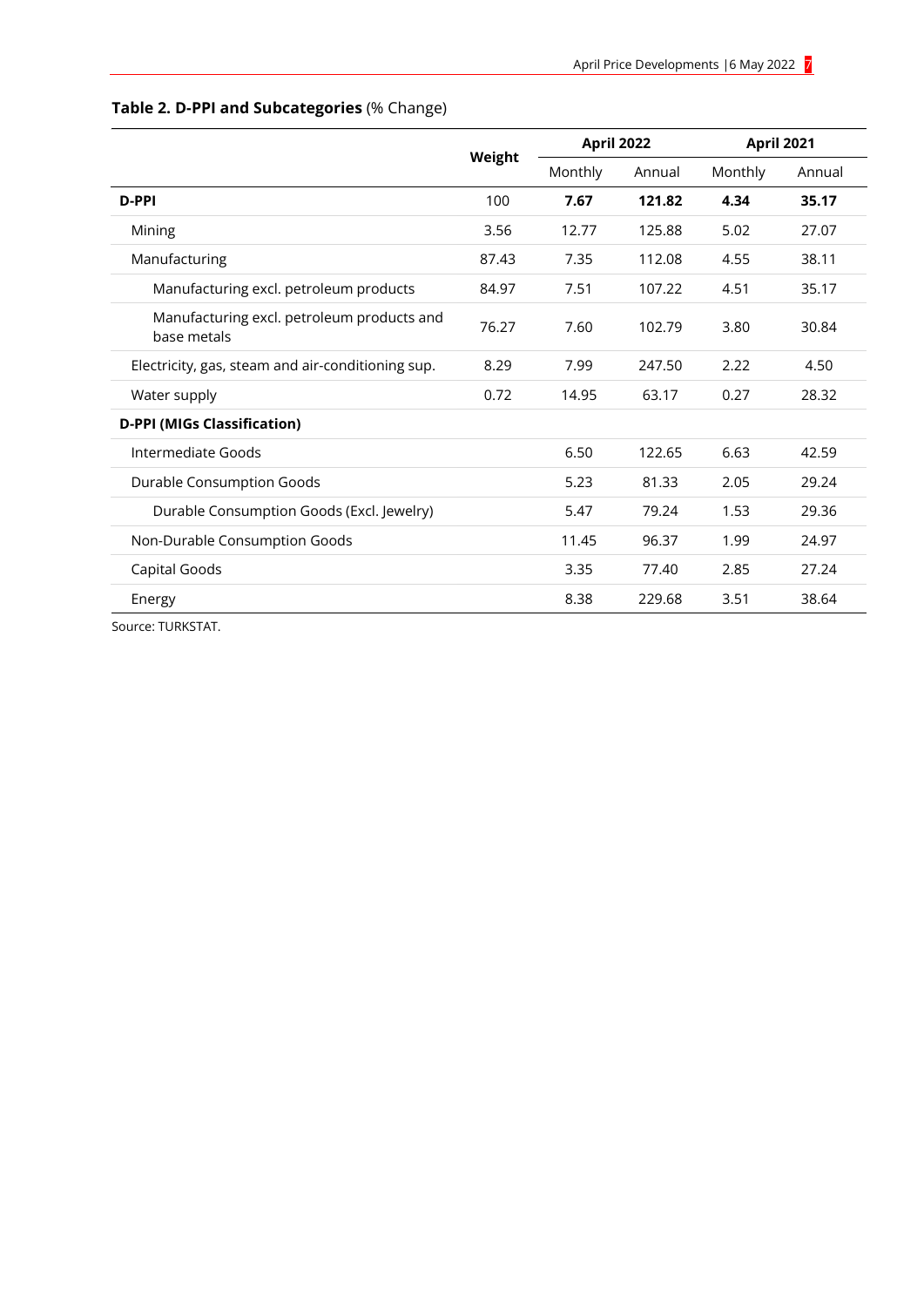**Table 2. D-PPI and Subcategories** (% Change)

| | Weight | April 2022 | | April 2021 | |
|---|---|---|---|---|---|
| | | Monthly | Annual | Monthly | Annual |
| **D-PPI** | 100 | **7.67** | **121.82** | **4.34** | **35.17** |
| Mining | 3.56 | 12.77 | 125.88 | 5.02 | 27.07 |
| Manufacturing | 87.43 | 7.35 | 112.08 | 4.55 | 38.11 |
| Manufacturing excl. petroleum products | 84.97 | 7.51 | 107.22 | 4.51 | 35.17 |
| Manufacturing excl. petroleum products and base metals | 76.27 | 7.60 | 102.79 | 3.80 | 30.84 |
| Electricity, gas, steam and air-conditioning sup. | 8.29 | 7.99 | 247.50 | 2.22 | 4.50 |
| Water supply | 0.72 | 14.95 | 63.17 | 0.27 | 28.32 |
| **D-PPI (MIGs Classification)** | | | | | |
| Intermediate Goods | | 6.50 | 122.65 | 6.63 | 42.59 |
| Durable Consumption Goods | | 5.23 | 81.33 | 2.05 | 29.24 |
| Durable Consumption Goods (Excl. Jewelry) | | 5.47 | 79.24 | 1.53 | 29.36 |
| Non-Durable Consumption Goods | | 11.45 | 96.37 | 1.99 | 24.97 |
| Capital Goods | | 3.35 | 77.40 | 2.85 | 27.24 |
| Energy | | 8.38 | 229.68 | 3.51 | 38.64 |

Source: TURKSTAT.